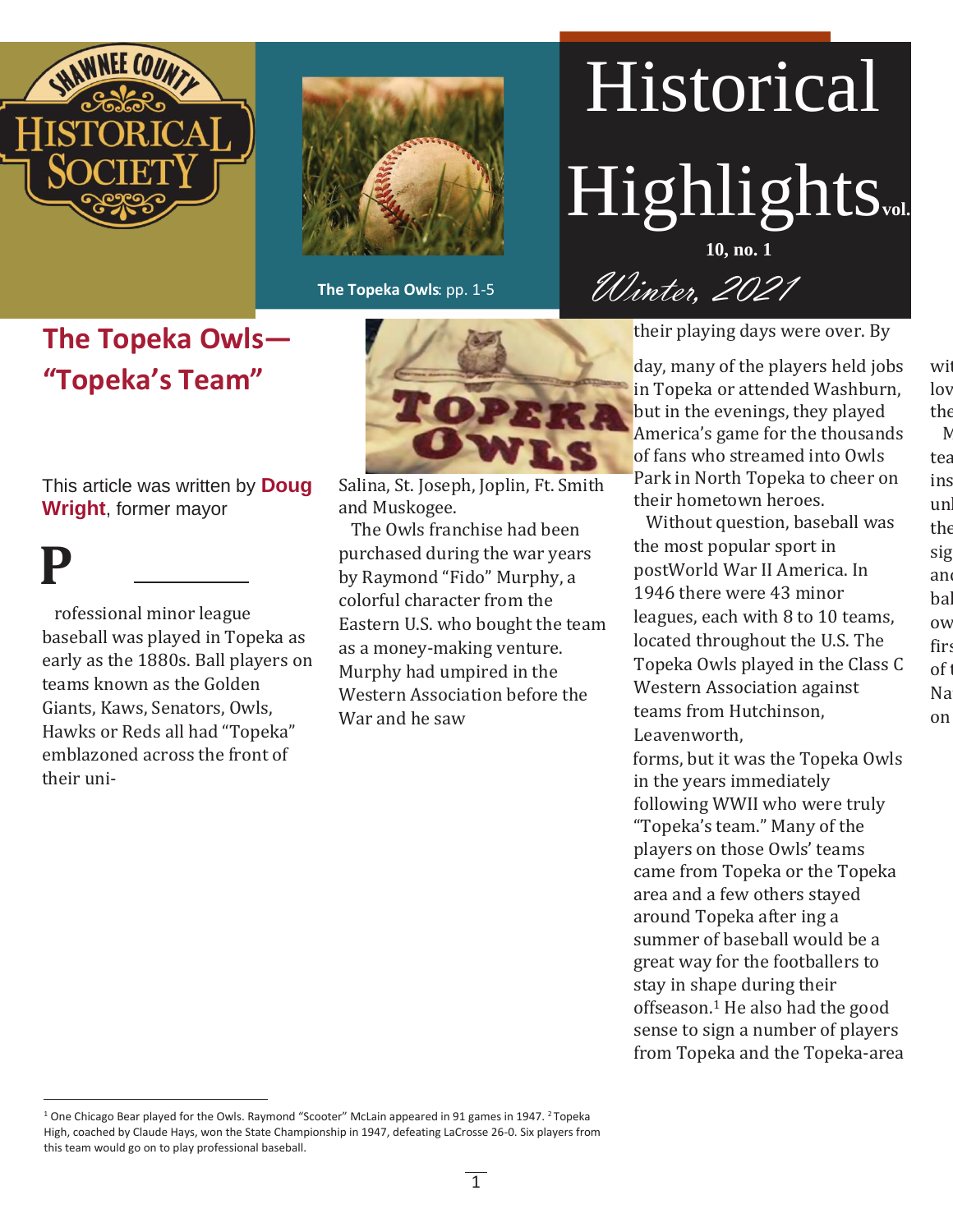Shawnee County Historical Society

**The Topeka Owls**: pp. 1-5

# Historical Highlights

vol. 10, no. 1

*Winter, 2021*

## The Topeka Owls—"Topeka's Team"

This article was written by **Doug Wright**, former mayor

Professional minor league baseball was played in Topeka as early as the 1880s. Ball players on teams known as the Golden Giants, Kaws, Senators, Owls, Hawks or Reds all had "Topeka" emblazoned across the front of their uni-

forms, but it was the Topeka Owls in the years immediately following WWII who were truly "Topeka's team." Many of the players on those Owls' teams came from Topeka or the Topeka area and a few others stayed around Topeka after their playing days were over. By day, many of the players held jobs in Topeka or attended Washburn, but in the evenings, they played America's game for the thousands of fans who streamed into Owls Park in North Topeka to cheer on their hometown heroes.

Without question, baseball was the most popular sport in postWorld War II America. In 1946 there were 43 minor leagues, each with 8 to 10 teams, located throughout the U.S. The Topeka Owls played in the Class C Western Association against teams from Hutchinson, Leavenworth, Salina, St. Joseph, Joplin, Ft. Smith and Muskogee.

The Owls franchise had been purchased during the war years by Raymond "Fido" Murphy, a colorful character from the Eastern U.S. who bought the team as a money-making venture. Murphy had umpired in the Western Association before the War and he saw ing a summer of baseball would be a great way for the footballers to stay in shape during their offseason.[1] He also had the good sense to sign a number of players from Topeka and the Topeka-area

---

[1] One Chicago Bear played for the Owls. Raymond "Scooter" McLain appeared in 91 games in 1947. [2] Topeka High, coached by Claude Hays, won the State Championship in 1947, defeating LaCrosse 26-0. Six players from this team would go on to play professional baseball.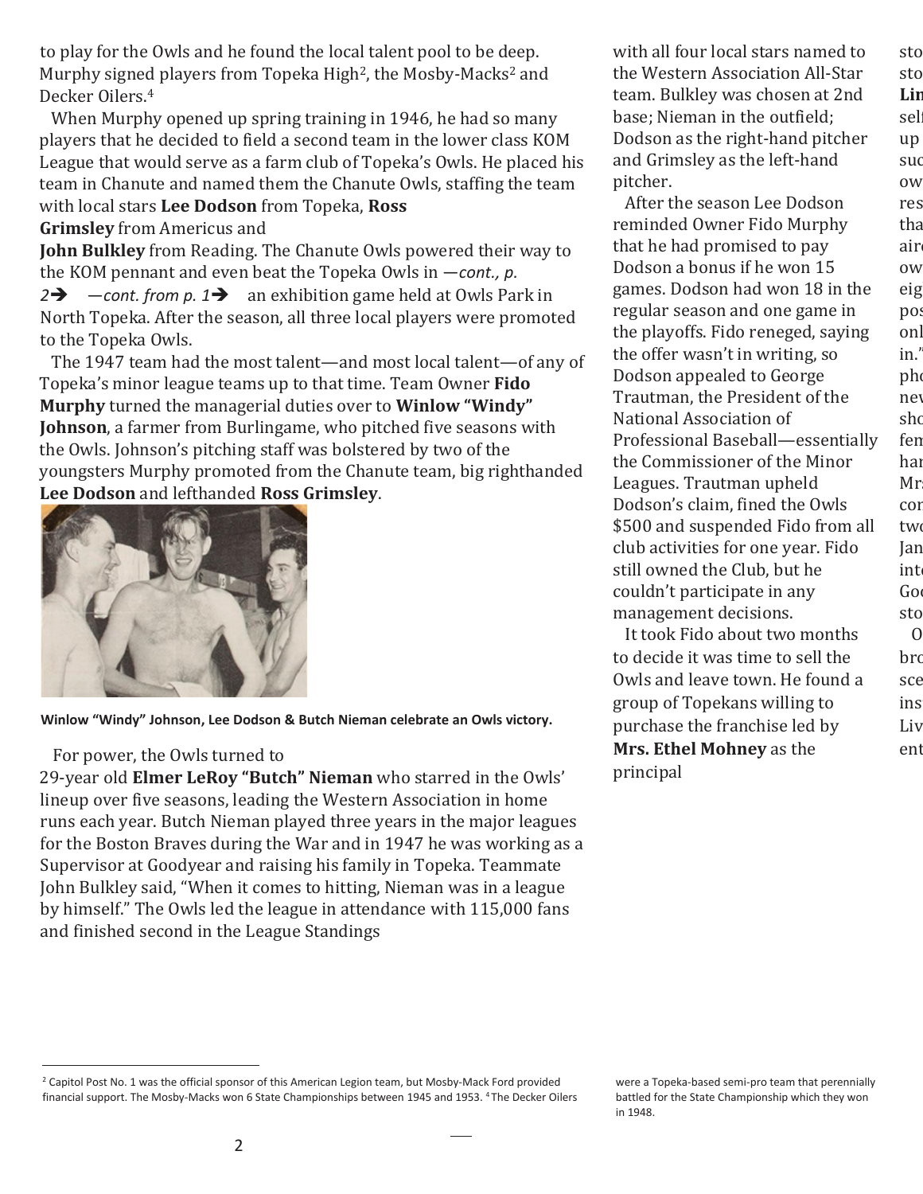to play for the Owls and he found the local talent pool to be deep. Murphy signed players from Topeka High[2], the Mosby-Macks[2] and Decker Oilers.[4]

When Murphy opened up spring training in 1946, he had so many players that he decided to field a second team in the lower class KOM League that would serve as a farm club of Topeka's Owls. He placed his team in Chanute and named them the Chanute Owls, staffing the team with local stars **Lee Dodson** from Topeka, **Ross Grimsley** from Americus and **John Bulkley** from Reading. The Chanute Owls powered their way to the KOM pennant and even beat the Topeka Owls in *—cont., p. 2➔* *—cont. from p. 1➔* an exhibition game held at Owls Park in North Topeka. After the season, all three local players were promoted to the Topeka Owls.

The 1947 team had the most talent—and most local talent—of any of Topeka's minor league teams up to that time. Team Owner **Fido Murphy** turned the managerial duties over to **Winlow "Windy" Johnson**, a farmer from Burlingame, who pitched five seasons with the Owls. Johnson's pitching staff was bolstered by two of the youngsters Murphy promoted from the Chanute team, big righthanded **Lee Dodson** and lefthanded **Ross Grimsley**.

**Winlow "Windy" Johnson, Lee Dodson & Butch Nieman celebrate an Owls victory.**

For power, the Owls turned to 29-year old **Elmer LeRoy "Butch" Nieman** who starred in the Owls' lineup over five seasons, leading the Western Association in home runs each year. Butch Nieman played three years in the major leagues for the Boston Braves during the War and in 1947 he was working as a Supervisor at Goodyear and raising his family in Topeka. Teammate John Bulkley said, "When it comes to hitting, Nieman was in a league by himself." The Owls led the league in attendance with 115,000 fans and finished second in the League Standings with all four local stars named to the Western Association All-Star team. Bulkley was chosen at 2nd base; Nieman in the outfield; Dodson as the right-hand pitcher and Grimsley as the left-hand pitcher.

After the season Lee Dodson reminded Owner Fido Murphy that he had promised to pay Dodson a bonus if he won 15 games. Dodson had won 18 in the regular season and one game in the playoffs. Fido reneged, saying the offer wasn't in writing, so Dodson appealed to George Trautman, the President of the National Association of Professional Baseball—essentially the Commissioner of the Minor Leagues. Trautman upheld Dodson's claim, fined the Owls $500 and suspended Fido from all club activities for one year. Fido still owned the Club, but he couldn't participate in any management decisions.

It took Fido about two months to decide it was time to sell the Owls and leave town. He found a group of Topekans willing to purchase the franchise led by **Mrs. Ethel Mohney** as the principal

---

[2] Capitol Post No. 1 was the official sponsor of this American Legion team, but Mosby-Mack Ford provided financial support. The Mosby-Macks won 6 State Championships between 1945 and 1953. [4] The Decker Oilers were a Topeka-based semi-pro team that perennially battled for the State Championship which they won in 1948.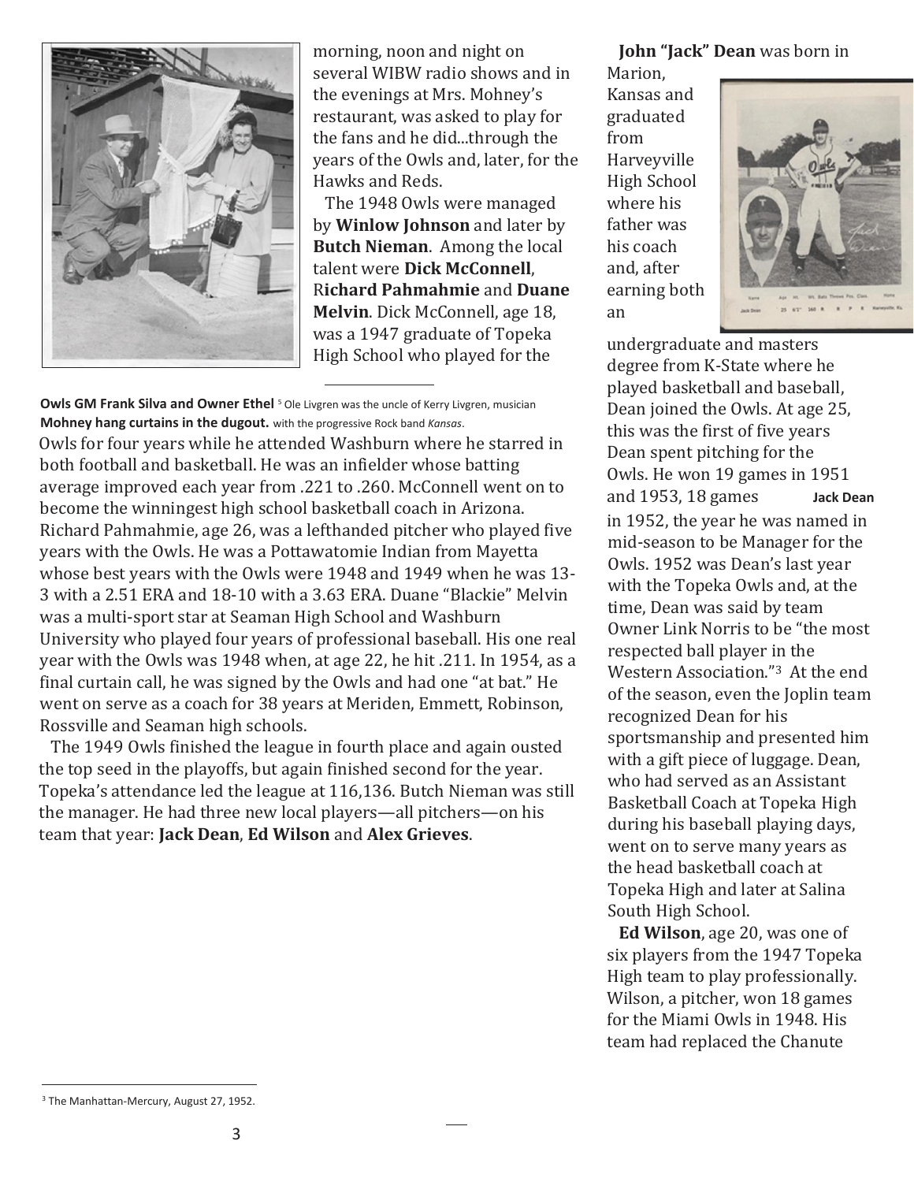morning, noon and night on several WIBW radio shows and in the evenings at Mrs. Mohney's restaurant, was asked to play for the fans and he did...through the years of the Owls and, later, for the Hawks and Reds.

The 1948 Owls were managed by **Winlow Johnson** and later by **Butch Nieman**. Among the local talent were **Dick McConnell**, **Richard Pahmahmie** and **Duane Melvin**. Dick McConnell, age 18, was a 1947 graduate of Topeka High School who played for the Owls for four years while he attended Washburn where he starred in both football and basketball. He was an infielder whose batting average improved each year from .221 to .260. McConnell went on to become the winningest high school basketball coach in Arizona. Richard Pahmahmie, age 26, was a lefthanded pitcher who played five years with the Owls. He was a Pottawatomie Indian from Mayetta whose best years with the Owls were 1948 and 1949 when he was 13-3 with a 2.51 ERA and 18-10 with a 3.63 ERA. Duane "Blackie" Melvin was a multi-sport star at Seaman High School and Washburn University who played four years of professional baseball. His one real year with the Owls was 1948 when, at age 22, he hit .211. In 1954, as a final curtain call, he was signed by the Owls and had one "at bat." He went on serve as a coach for 38 years at Meriden, Emmett, Robinson, Rossville and Seaman high schools.

**Owls GM Frank Silva and Owner Ethel Mohney hang curtains in the dugout.**

The 1949 Owls finished the league in fourth place and again ousted the top seed in the playoffs, but again finished second for the year. Topeka's attendance led the league at 116,136. Butch Nieman was still the manager. He had three new local players—all pitchers—on his team that year: **Jack Dean**, **Ed Wilson** and **Alex Grieves**.

**John "Jack" Dean** was born in Marion, Kansas and graduated from Harveyville High School where his father was his coach and, after earning both an undergraduate and masters degree from K-State where he played basketball and baseball, Dean joined the Owls. At age 25, this was the first of five years Dean spent pitching for the Owls. He won 19 games in 1951 and 1953, 18 games in 1952, the year he was named in mid-season to be Manager for the Owls. 1952 was Dean's last year with the Topeka Owls and, at the time, Dean was said by team Owner Link Norris to be "the most respected ball player in the Western Association."[3] At the end of the season, even the Joplin team recognized Dean for his sportsmanship and presented him with a gift piece of luggage. Dean, who had served as an Assistant Basketball Coach at Topeka High during his baseball playing days, went on to serve many years as the head basketball coach at Topeka High and later at Salina South High School.

**Jack Dean**

**Ed Wilson**, age 20, was one of six players from the 1947 Topeka High team to play professionally. Wilson, a pitcher, won 18 games for the Miami Owls in 1948. His team had replaced the Chanute

---

[5] Ole Livgren was the uncle of Kerry Livgren, musician with the progressive Rock band *Kansas*.

[3] The Manhattan-Mercury, August 27, 1952.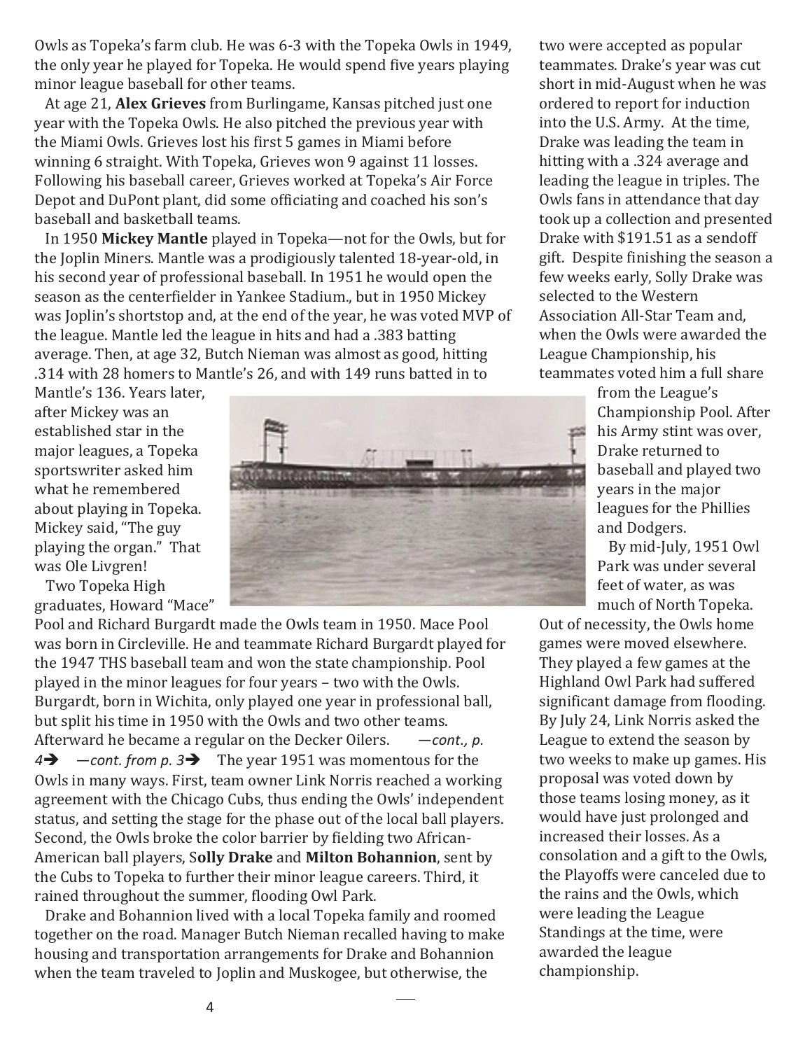Owls as Topeka's farm club. He was 6-3 with the Topeka Owls in 1949, the only year he played for Topeka. He would spend five years playing minor league baseball for other teams.

At age 21, **Alex Grieves** from Burlingame, Kansas pitched just one year with the Topeka Owls. He also pitched the previous year with the Miami Owls. Grieves lost his first 5 games in Miami before winning 6 straight. With Topeka, Grieves won 9 against 11 losses. Following his baseball career, Grieves worked at Topeka's Air Force Depot and DuPont plant, did some officiating and coached his son's baseball and basketball teams.

In 1950 **Mickey Mantle** played in Topeka—not for the Owls, but for the Joplin Miners. Mantle was a prodigiously talented 18-year-old, in his second year of professional baseball. In 1951 he would open the season as the centerfielder in Yankee Stadium., but in 1950 Mickey was Joplin's shortstop and, at the end of the year, he was voted MVP of the league. Mantle led the league in hits and had a .383 batting average. Then, at age 32, Butch Nieman was almost as good, hitting .314 with 28 homers to Mantle's 26, and with 149 runs batted in to Mantle's 136. Years later, after Mickey was an established star in the major leagues, a Topeka sportswriter asked him what he remembered about playing in Topeka. Mickey said, "The guy playing the organ." That was Ole Livgren!

Two Topeka High graduates, Howard "Mace" Pool and Richard Burgardt made the Owls team in 1950. Mace Pool was born in Circleville. He and teammate Richard Burgardt played for the 1947 THS baseball team and won the state championship. Pool played in the minor leagues for four years – two with the Owls. Burgardt, born in Wichita, only played one year in professional ball, but split his time in 1950 with the Owls and two other teams. Afterward he became a regular on the Decker Oilers. *—cont., p. 4*➔ *—cont. from p. 3*➔ The year 1951 was momentous for the Owls in many ways. First, team owner Link Norris reached a working agreement with the Chicago Cubs, thus ending the Owls' independent status, and setting the stage for the phase out of the local ball players. Second, the Owls broke the color barrier by fielding two African-American ball players, S**olly Drake** and **Milton Bohannion**, sent by the Cubs to Topeka to further their minor league careers. Third, it rained throughout the summer, flooding Owl Park.

Drake and Bohannion lived with a local Topeka family and roomed together on the road. Manager Butch Nieman recalled having to make housing and transportation arrangements for Drake and Bohannion when the team traveled to Joplin and Muskogee, but otherwise, the two were accepted as popular teammates. Drake's year was cut short in mid-August when he was ordered to report for induction into the U.S. Army. At the time, Drake was leading the team in hitting with a .324 average and leading the league in triples. The Owls fans in attendance that day took up a collection and presented Drake with $191.51 as a sendoff gift. Despite finishing the season a few weeks early, Solly Drake was selected to the Western Association All-Star Team and, when the Owls were awarded the League Championship, his teammates voted him a full share from the League's Championship Pool. After his Army stint was over, Drake returned to baseball and played two years in the major leagues for the Phillies and Dodgers.

By mid-July, 1951 Owl Park was under several feet of water, as was much of North Topeka. Out of necessity, the Owls home games were moved elsewhere. They played a few games at the Highland Owl Park had suffered significant damage from flooding. By July 24, Link Norris asked the League to extend the season by two weeks to make up games. His proposal was voted down by those teams losing money, as it would have just prolonged and increased their losses. As a consolation and a gift to the Owls, the Playoffs were canceled due to the rains and the Owls, which were leading the League Standings at the time, were awarded the league championship.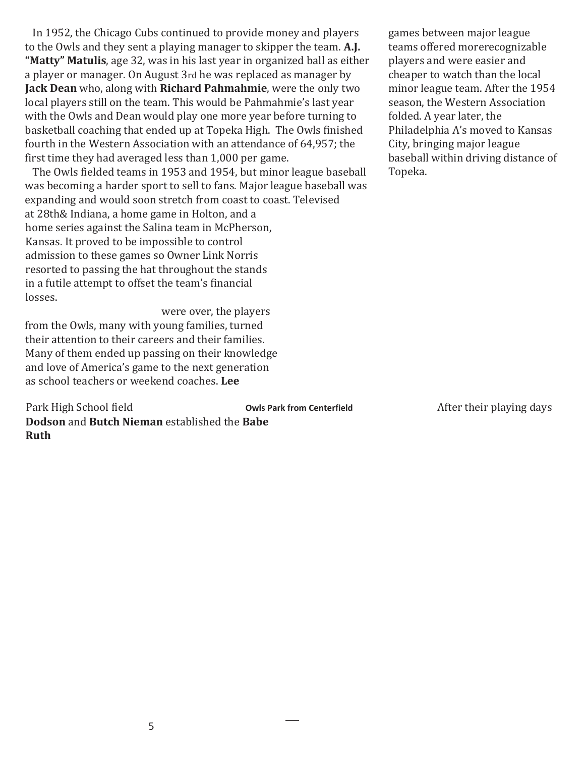In 1952, the Chicago Cubs continued to provide money and players to the Owls and they sent a playing manager to skipper the team. **A.J. "Matty" Matulis**, age 32, was in his last year in organized ball as either a player or manager. On August 3rd he was replaced as manager by **Jack Dean** who, along with **Richard Pahmahmie**, were the only two local players still on the team. This would be Pahmahmie's last year with the Owls and Dean would play one more year before turning to basketball coaching that ended up at Topeka High. The Owls finished fourth in the Western Association with an attendance of 64,957; the first time they had averaged less than 1,000 per game.

The Owls fielded teams in 1953 and 1954, but minor league baseball was becoming a harder sport to sell to fans. Major league baseball was expanding and would soon stretch from coast to coast. Televised games between major league teams offered morerecognizable players and were easier and cheaper to watch than the local minor league team. After the 1954 season, the Western Association folded. A year later, the Philadelphia A's moved to Kansas City, bringing major league baseball within driving distance of Topeka.

Park High School field at 28th& Indiana, a home game in Holton, and a home series against the Salina team in McPherson, Kansas. It proved to be impossible to control admission to these games so Owner Link Norris resorted to passing the hat throughout the stands in a futile attempt to offset the team's financial losses.

Owls Park from Centerfield

After their playing days were over, the players from the Owls, many with young families, turned their attention to their careers and their families. Many of them ended up passing on their knowledge and love of America's game to the next generation as school teachers or weekend coaches. **Lee Dodson** and **Butch Nieman** established the **Babe Ruth**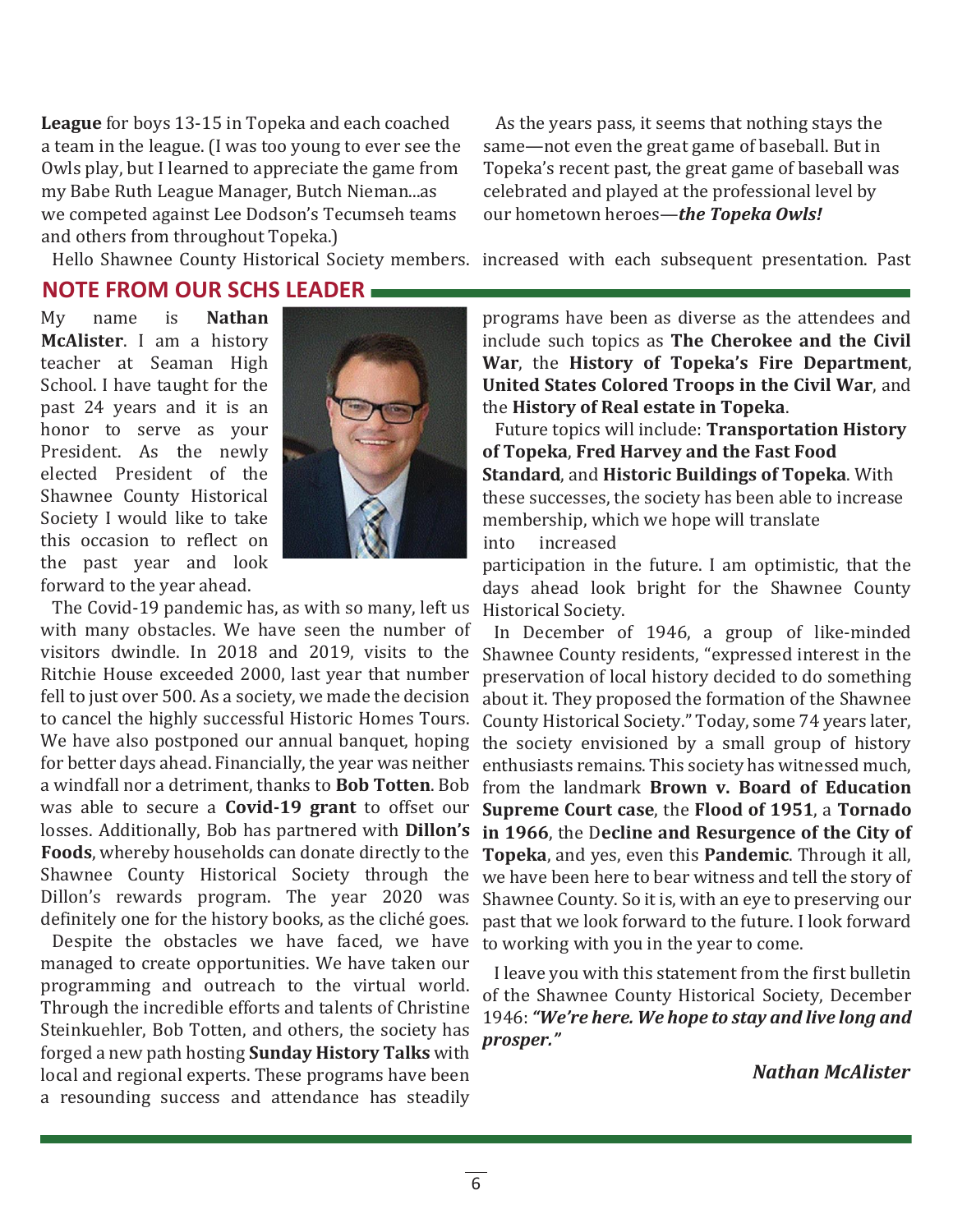**League** for boys 13-15 in Topeka and each coached a team in the league. (I was too young to ever see the Owls play, but I learned to appreciate the game from my Babe Ruth League Manager, Butch Nieman...as we competed against Lee Dodson's Tecumseh teams and others from throughout Topeka.)

As the years pass, it seems that nothing stays the same—not even the great game of baseball. But in Topeka's recent past, the great game of baseball was celebrated and played at the professional level by our hometown heroes—***the Topeka Owls!***

## NOTE FROM OUR SCHS LEADER

Hello Shawnee County Historical Society members. My name is **Nathan McAlister**. I am a history teacher at Seaman High School. I have taught for the past 24 years and it is an honor to serve as your President. As the newly elected President of the Shawnee County Historical Society I would like to take this occasion to reflect on the past year and look forward to the year ahead.

The Covid-19 pandemic has, as with so many, left us with many obstacles. We have seen the number of visitors dwindle. In 2018 and 2019, visits to the Ritchie House exceeded 2000, last year that number fell to just over 500. As a society, we made the decision to cancel the highly successful Historic Homes Tours. We have also postponed our annual banquet, hoping for better days ahead. Financially, the year was neither a windfall nor a detriment, thanks to **Bob Totten**. Bob was able to secure a **Covid-19 grant** to offset our losses. Additionally, Bob has partnered with **Dillon's Foods**, whereby households can donate directly to the Shawnee County Historical Society through the Dillon's rewards program. The year 2020 was definitely one for the history books, as the cliché goes.

Despite the obstacles we have faced, we have managed to create opportunities. We have taken our programming and outreach to the virtual world. Through the incredible efforts and talents of Christine Steinkuehler, Bob Totten, and others, the society has forged a new path hosting **Sunday History Talks** with local and regional experts. These programs have been a resounding success and attendance has steadily increased with each subsequent presentation. Past programs have been as diverse as the attendees and include such topics as **The Cherokee and the Civil War**, the **History of Topeka's Fire Department**, **United States Colored Troops in the Civil War**, and the **History of Real estate in Topeka**.

Future topics will include: **Transportation History of Topeka**, **Fred Harvey and the Fast Food Standard**, and **Historic Buildings of Topeka**. With these successes, the society has been able to increase membership, which we hope will translate into increased participation in the future. I am optimistic, that the days ahead look bright for the Shawnee County Historical Society.

In December of 1946, a group of like-minded Shawnee County residents, "expressed interest in the preservation of local history decided to do something about it. They proposed the formation of the Shawnee County Historical Society." Today, some 74 years later, the society envisioned by a small group of history enthusiasts remains. This society has witnessed much, from the landmark **Brown v. Board of Education Supreme Court case**, the **Flood of 1951**, a **Tornado in 1966**, the D**ecline and Resurgence of the City of Topeka**, and yes, even this **Pandemic**. Through it all, we have been here to bear witness and tell the story of Shawnee County. So it is, with an eye to preserving our past that we look forward to the future. I look forward to working with you in the year to come.

I leave you with this statement from the first bulletin of the Shawnee County Historical Society, December 1946: ***"We're here. We hope to stay and live long and prosper."***

***Nathan McAlister***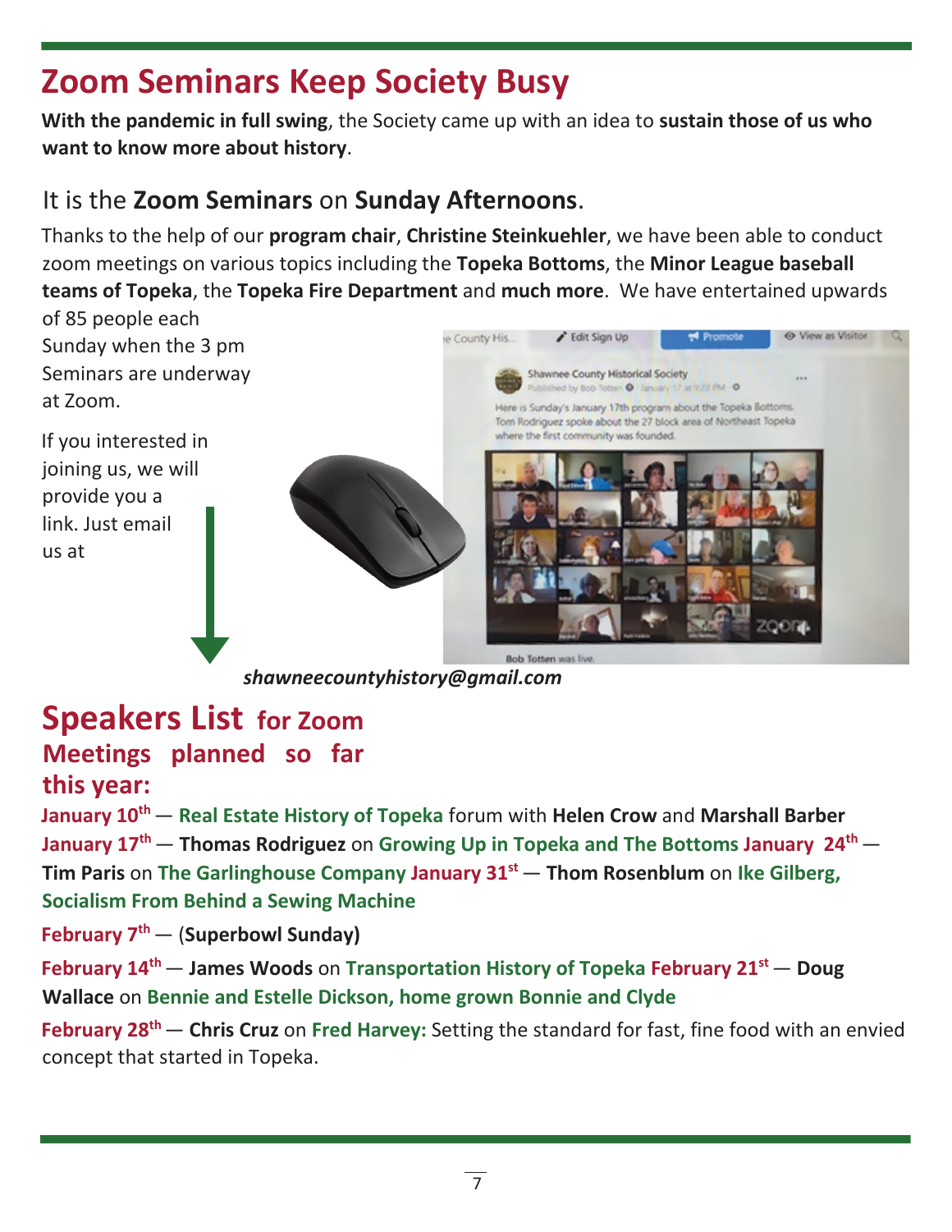# Zoom Seminars Keep Society Busy

**With the pandemic in full swing**, the Society came up with an idea to **sustain those of us who want to know more about history**.

## It is the **Zoom Seminars** on **Sunday Afternoons**.

Thanks to the help of our **program chair**, **Christine Steinkuehler**, we have been able to conduct zoom meetings on various topics including the **Topeka Bottoms**, the **Minor League baseball teams of Topeka**, the **Topeka Fire Department** and **much more**. We have entertained upwards of 85 people each Sunday when the 3 pm Seminars are underway at Zoom.

If you interested in joining us, we will provide you a link. Just email us at

***shawneecountyhistory@gmail.com***

# Speakers List for Zoom Meetings planned so far this year:

**January 10th** — **Real Estate History of Topeka** forum with **Helen Crow** and **Marshall Barber**

**January 17th** — **Thomas Rodriguez** on **Growing Up in Topeka and The Bottoms**

**January 24th** — **Tim Paris** on **The Garlinghouse Company**

**January 31st** — **Thom Rosenblum** on **Ike Gilberg, Socialism From Behind a Sewing Machine**

**February 7th** — (**Superbowl Sunday)**

**February 14th** — **James Woods** on **Transportation History of Topeka**

**February 21st** — **Doug Wallace** on **Bennie and Estelle Dickson, home grown Bonnie and Clyde**

**February 28th** — **Chris Cruz** on **Fred Harvey:** Setting the standard for fast, fine food with an envied concept that started in Topeka.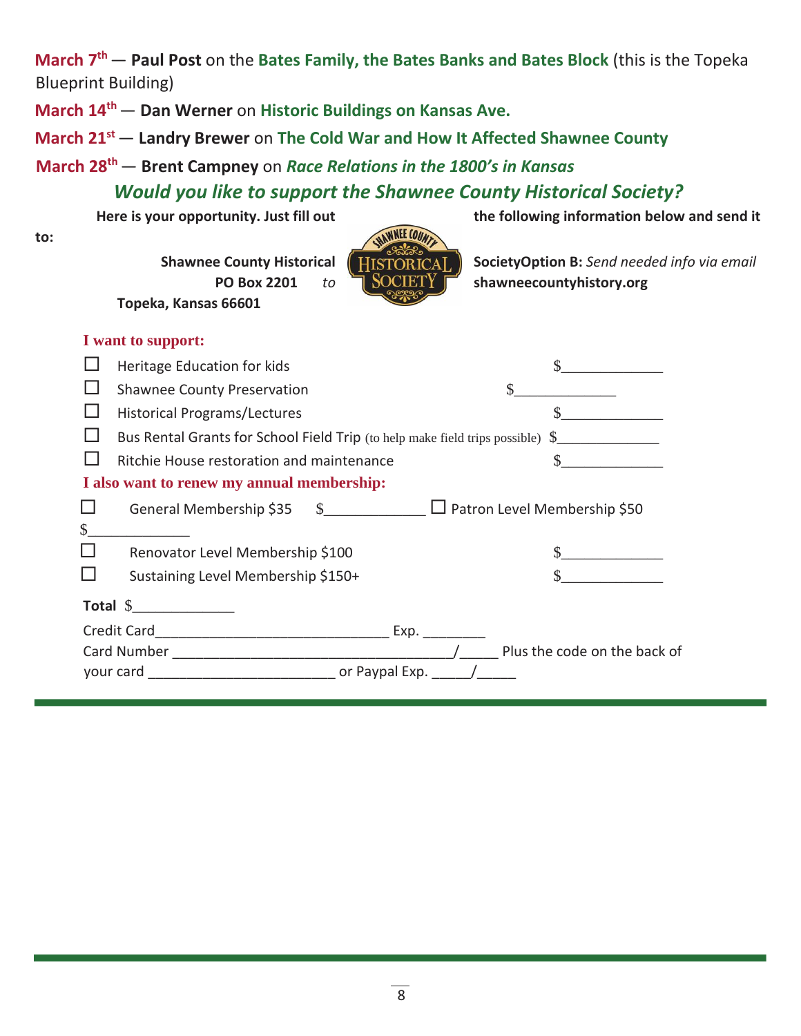**March 7th** — **Paul Post** on the **Bates Family, the Bates Banks and Bates Block** (this is the Topeka Blueprint Building)

**March 14th** — **Dan Werner** on **Historic Buildings on Kansas Ave.**

**March 21st** — **Landry Brewer** on **The Cold War and How It Affected Shawnee County**

**March 28th** — **Brent Campney** on ***Race Relations in the 1800's in Kansas***

## *Would you like to support the Shawnee County Historical Society?*

**Here is your opportunity. Just fill out the following information below and send it to:**

**Shawnee County Historical Society**
**PO Box 2201**
**Topeka, Kansas 66601**

**Option B:** *Send needed info via email to* **shawneecountyhistory.org**

**I want to support:**

- ☐ Heritage Education for kids $______________
- ☐ Shawnee County Preservation $______________
- ☐ Historical Programs/Lectures $______________
- ☐ Bus Rental Grants for School Field Trip (to help make field trips possible) $______________
- ☐ Ritchie House restoration and maintenance $______________

**I also want to renew my annual membership:**

- ☐ General Membership $35 $______________
- ☐ Patron Level Membership $50 $______________
- ☐ Renovator Level Membership $100 $______________
- ☐ Sustaining Level Membership $150+ $______________

**Total** $______________

Credit Card_______________________________ Exp. ________

Card Number _____________________________________/_____ Plus the code on the back of your card _________________________ or Paypal Exp. _____/_____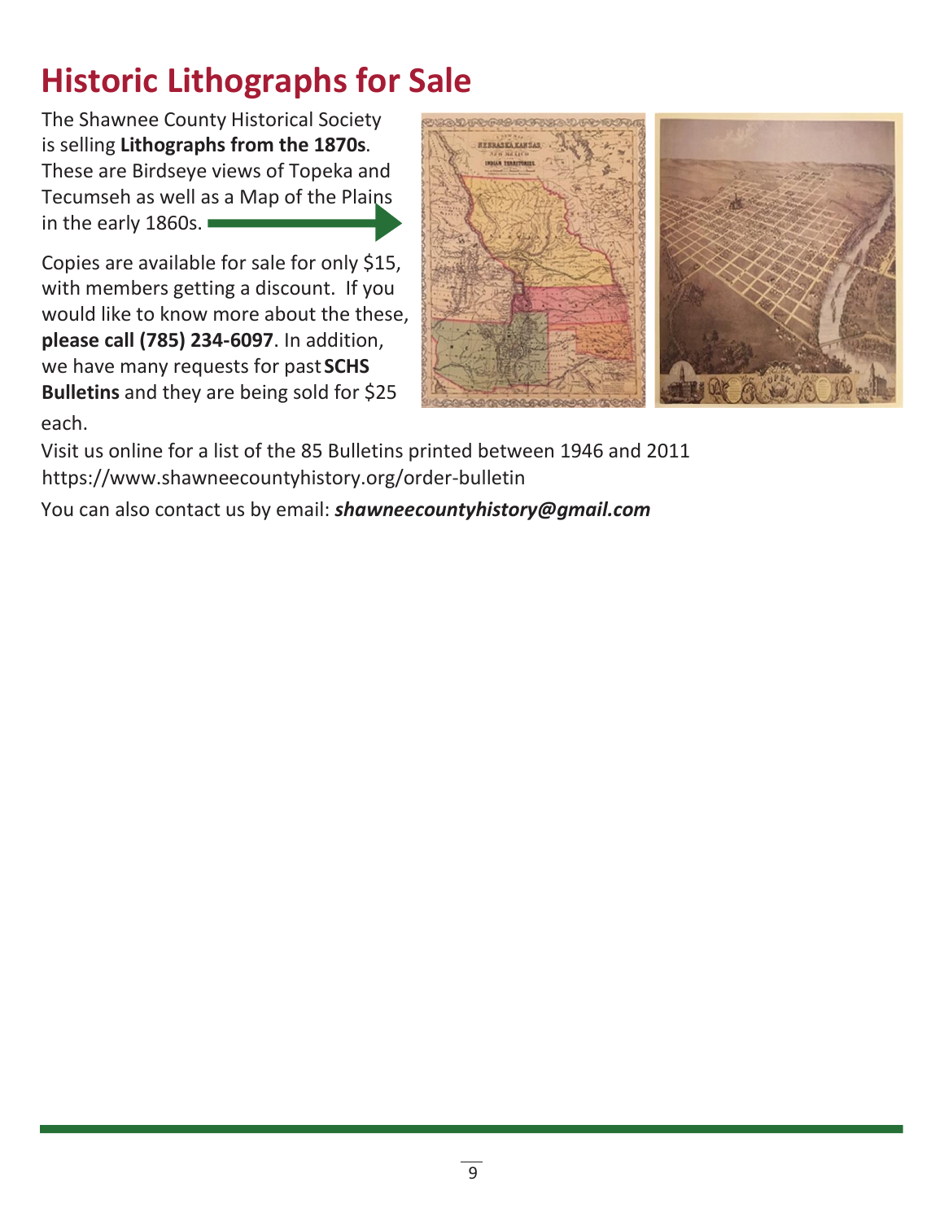# Historic Lithographs for Sale

The Shawnee County Historical Society is selling **Lithographs from the 1870s**. These are Birdseye views of Topeka and Tecumseh as well as a Map of the Plains in the early 1860s.

Copies are available for sale for only $15, with members getting a discount. If you would like to know more about the these, **please call (785) 234-6097**. In addition, we have many requests for past **SCHS Bulletins** and they are being sold for $25 each.

Visit us online for a list of the 85 Bulletins printed between 1946 and 2011 https://www.shawneecountyhistory.org/order-bulletin

You can also contact us by email: ***shawneecountyhistory@gmail.com***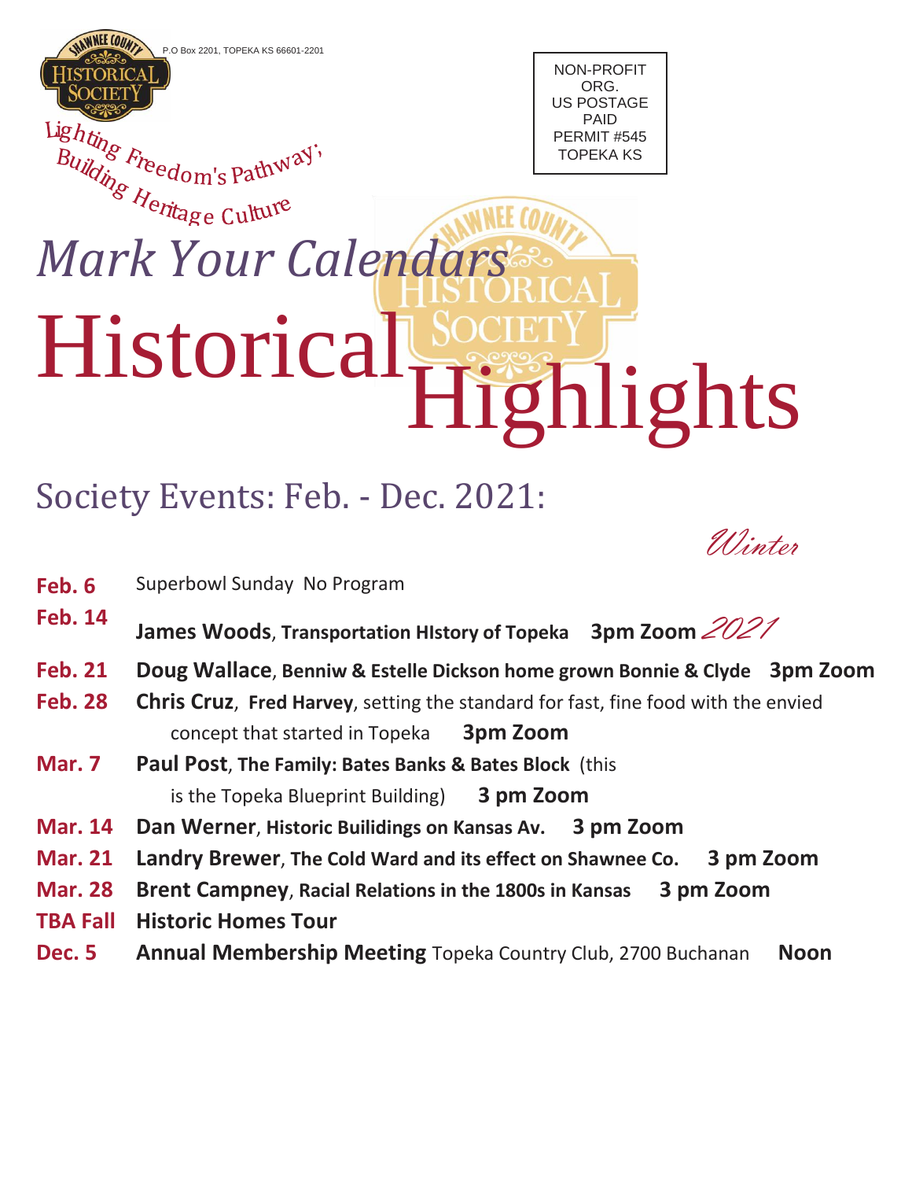P.O Box 2201, TOPEKA KS 66601-2201

Lighting Freedom's Pathway; Building Heritage Culture

NON-PROFIT ORG.
US POSTAGE PAID
PERMIT #545
TOPEKA KS

# *Mark Your Calendars*

# Historical Highlights

## Society Events: Feb. - Dec. 2021:

*Winter 2021*

| | |
|---|---|
| **Feb. 6** | Superbowl Sunday No Program |
| **Feb. 14** | **James Woods**, **Transportation HIstory of Topeka** **3pm Zoom** |
| **Feb. 21** | **Doug Wallace**, **Benniw & Estelle Dickson home grown Bonnie & Clyde** **3pm Zoom** |
| **Feb. 28** | **Chris Cruz**, **Fred Harvey**, setting the standard for fast, fine food with the envied concept that started in Topeka **3pm Zoom** |
| **Mar. 7** | **Paul Post**, **The Family: Bates Banks & Bates Block** (this is the Topeka Blueprint Building) **3 pm Zoom** |
| **Mar. 14** | **Dan Werner**, **Historic Builidings on Kansas Av.** **3 pm Zoom** |
| **Mar. 21** | **Landry Brewer**, **The Cold Ward and its effect on Shawnee Co.** **3 pm Zoom** |
| **Mar. 28** | **Brent Campney**, **Racial Relations in the 1800s in Kansas** **3 pm Zoom** |
| **TBA Fall** | **Historic Homes Tour** |
| **Dec. 5** | **Annual Membership Meeting** Topeka Country Club, 2700 Buchanan **Noon** |